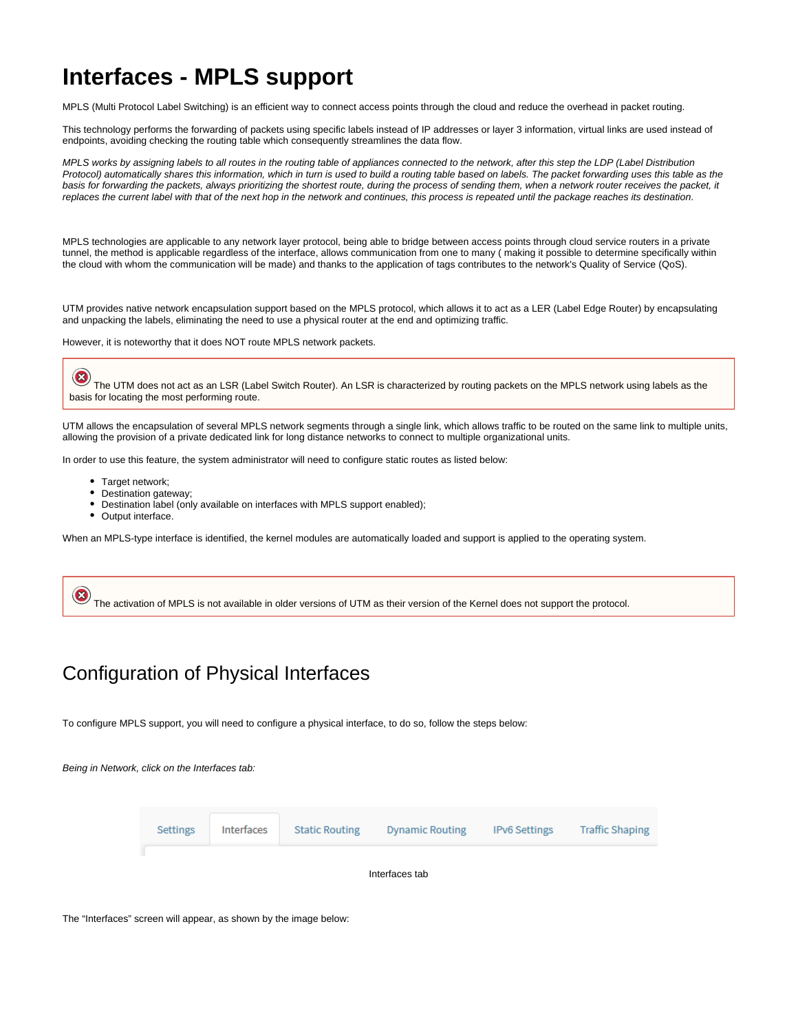# Interfaces - MPLS support

MPLS (Multi Protocol Label Switching) is an efficient way to connect access points through the cloud and reduce the overhead in packet routing.

This technology performs the forwarding of packets using specific labels instead of IP addresses or layer 3 information, virtual links are used instead of endpoints, avoiding checking the routing table which consequently streamlines the data flow.

*MPLS works by assigning labels to all routes in the routing table of appliances connected to the network, after this step the LDP (Label Distribution Protocol) automatically shares this information, which in turn is used to build a routing table based on labels. The packet forwarding uses this table as the basis for forwarding the packets, always prioritizing the shortest route, during the process of sending them, when a network router receives the packet, it replaces the current label with that of the next hop in the network and continues, this process is repeated until the package reaches its destination.*

MPLS technologies are applicable to any network layer protocol, being able to bridge between access points through cloud service routers in a private tunnel, the method is applicable regardless of the interface, allows communication from one to many ( making it possible to determine specifically within the cloud with whom the communication will be made) and thanks to the application of tags contributes to the network's Quality of Service (QoS).

UTM provides native network encapsulation support based on the MPLS protocol, which allows it to act as a LER (Label Edge Router) by encapsulating and unpacking the labels, eliminating the need to use a physical router at the end and optimizing traffic.

However, it is noteworthy that it does NOT route MPLS network packets.

> The UTM does not act as an LSR (Label Switch Router). An LSR is characterized by routing packets on the MPLS network using labels as the basis for locating the most performing route.

UTM allows the encapsulation of several MPLS network segments through a single link, which allows traffic to be routed on the same link to multiple units, allowing the provision of a private dedicated link for long distance networks to connect to multiple organizational units.

In order to use this feature, the system administrator will need to configure static routes as listed below:

- Target network;
- Destination gateway;
- Destination label (only available on interfaces with MPLS support enabled);
- Output interface.

When an MPLS-type interface is identified, the kernel modules are automatically loaded and support is applied to the operating system.

> The activation of MPLS is not available in older versions of UTM as their version of the Kernel does not support the protocol.

## Configuration of Physical Interfaces

To configure MPLS support, you will need to configure a physical interface, to do so, follow the steps below:

*Being in Network, click on the Interfaces tab:*

Settings | Interfaces | Static Routing | Dynamic Routing | IPv6 Settings | Traffic Shaping

Interfaces tab

The "Interfaces" screen will appear, as shown by the image below: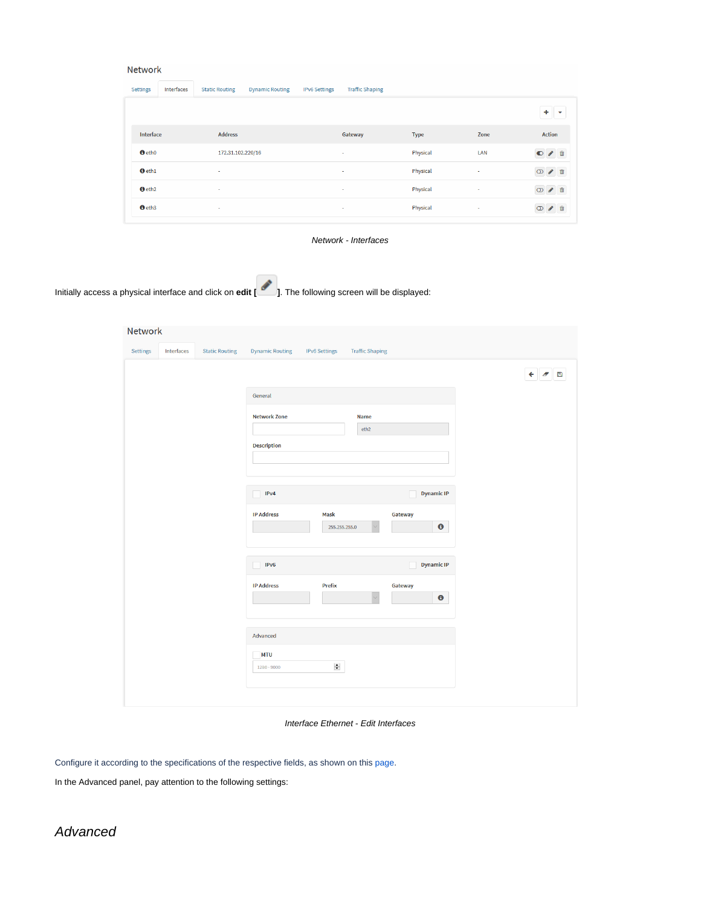*Network - Interfaces*

Initially access a physical interface and click on **edit [** **]**. The following screen will be displayed:

*Interface Ethernet - Edit Interfaces*

Configure it according to the specifications of the respective fields, as shown on this page.

In the Advanced panel, pay attention to the following settings:

## *Advanced*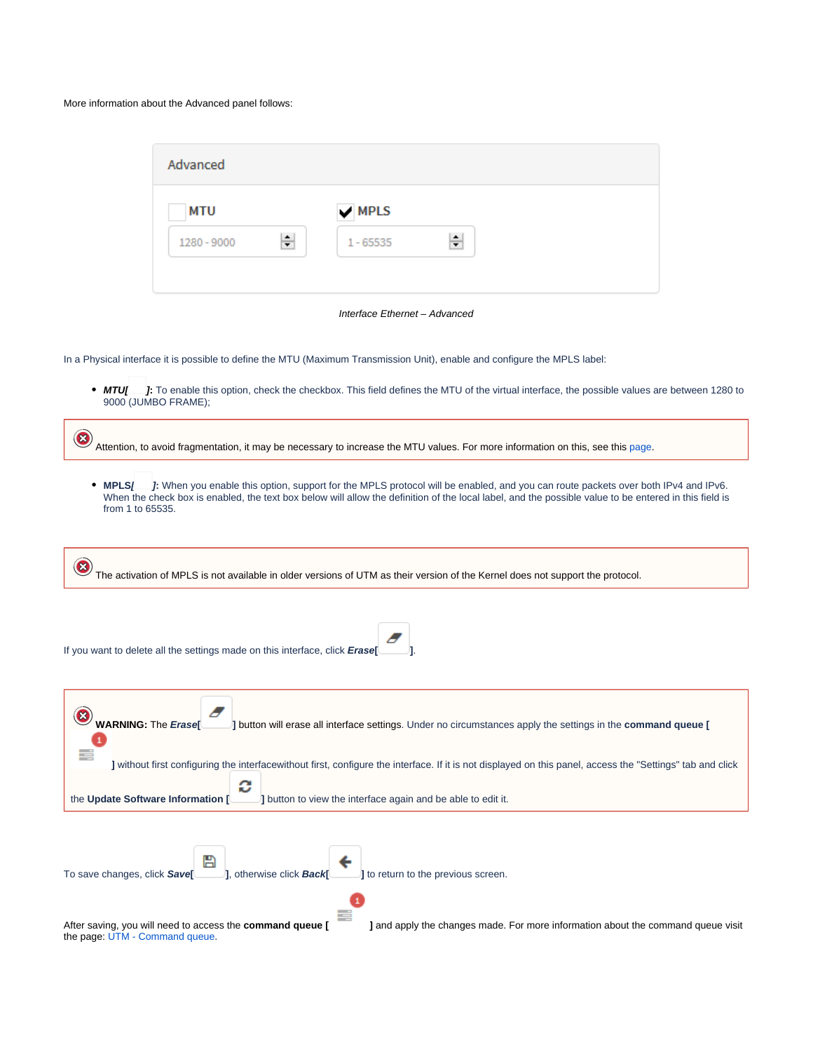More information about the Advanced panel follows:

Interface Ethernet – Advanced

In a Physical interface it is possible to define the MTU (Maximum Transmission Unit), enable and configure the MPLS label:

- ***MTU[ ]***: To enable this option, check the checkbox. This field defines the MTU of the virtual interface, the possible values are between 1280 to 9000 (JUMBO FRAME);

> Attention, to avoid fragmentation, it may be necessary to increase the MTU values. For more information on this, see this page.

- **MPLS[ ]**: When you enable this option, support for the MPLS protocol will be enabled, and you can route packets over both IPv4 and IPv6. When the check box is enabled, the text box below will allow the definition of the local label, and the possible value to be entered in this field is from 1 to 65535.

> The activation of MPLS is not available in older versions of UTM as their version of the Kernel does not support the protocol.

If you want to delete all the settings made on this interface, click ***Erase***[ ].

> **WARNING:** The ***Erase***[ ] button will erase all interface settings. Under no circumstances apply the settings in the **command queue [ ]** without first configuring the interfacewithout first, configure the interface. If it is not displayed on this panel, access the "Settings" tab and click the **Update Software Information [ ]** button to view the interface again and be able to edit it.

To save changes, click ***Save***[ ], otherwise click ***Back***[ ] to return to the previous screen.

After saving, you will need to access the **command queue [ ]** and apply the changes made. For more information about the command queue visit the page: UTM - Command queue.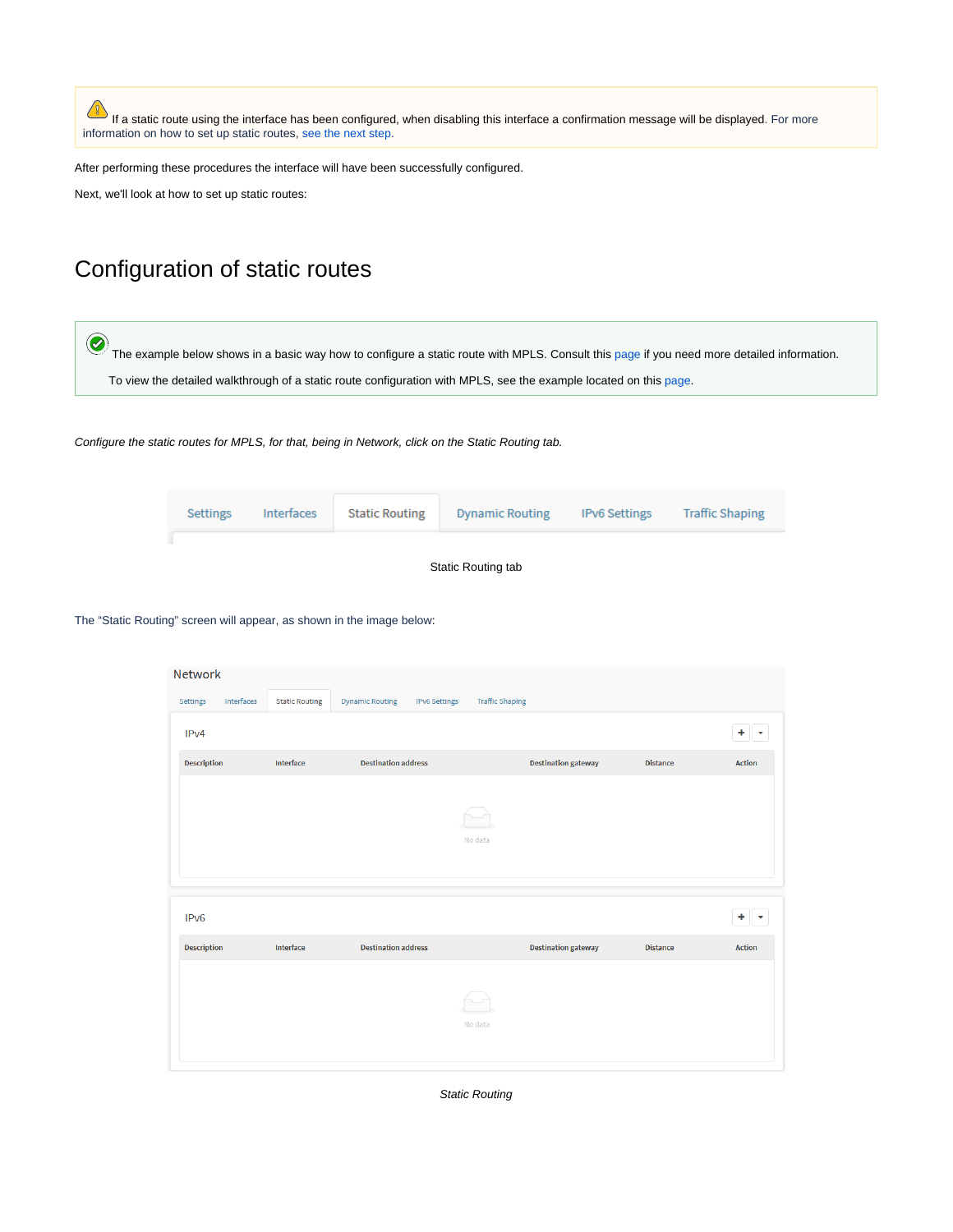If a static route using the interface has been configured, when disabling this interface a confirmation message will be displayed. For more information on how to set up static routes, see the next step.

After performing these procedures the interface will have been successfully configured.

Next, we'll look at how to set up static routes:

# Configuration of static routes

The example below shows in a basic way how to configure a static route with MPLS. Consult this page if you need more detailed information.

To view the detailed walkthrough of a static route configuration with MPLS, see the example located on this page.

*Configure the static routes for MPLS, for that, being in Network, click on the Static Routing tab.*

Static Routing tab

The "Static Routing" screen will appear, as shown in the image below:

*Static Routing*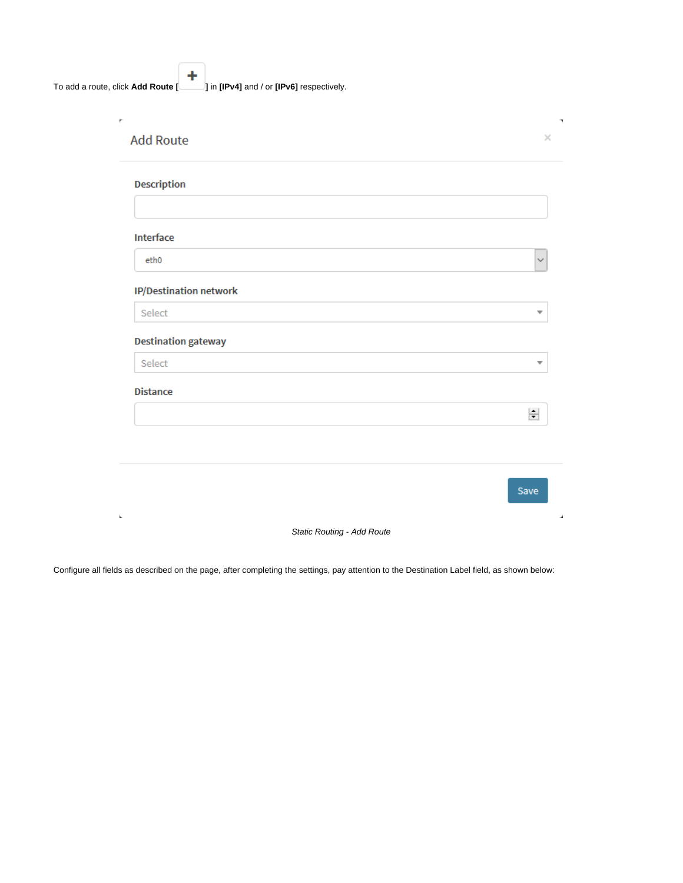To add a route, click **Add Route [ + ]** in **[IPv4]** and / or **[IPv6]** respectively.

Add Route

**Description**

**Interface**

eth0

**IP/Destination network**

Select

**Destination gateway**

Select

**Distance**

Save

*Static Routing - Add Route*

Configure all fields as described on the page, after completing the settings, pay attention to the Destination Label field, as shown below: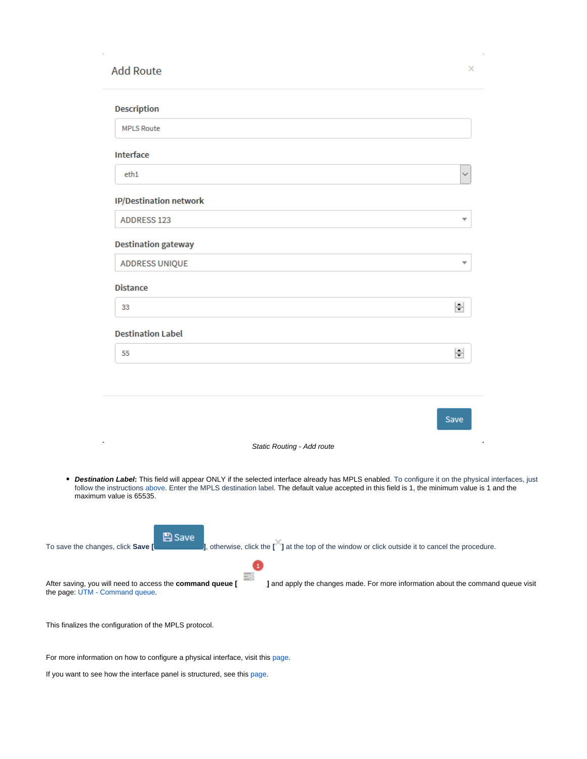Add Route

Description

MPLS Route

Interface

eth1

IP/Destination network

ADDRESS 123

Destination gateway

ADDRESS UNIQUE

Distance

33

Destination Label

55

Save

*Static Routing - Add route*

- ***Destination Label***: This field will appear ONLY if the selected interface already has MPLS enabled. To configure it on the physical interfaces, just follow the instructions above. Enter the MPLS destination label. The default value accepted in this field is 1, the minimum value is 1 and the maximum value is 65535.

To save the changes, click **Save** [ Save ], otherwise, click the [ ] at the top of the window or click outside it to cancel the procedure.

After saving, you will need to access the **command queue** [ ] and apply the changes made. For more information about the command queue visit the page: UTM - Command queue.

This finalizes the configuration of the MPLS protocol.

For more information on how to configure a physical interface, visit this page.

If you want to see how the interface panel is structured, see this page.